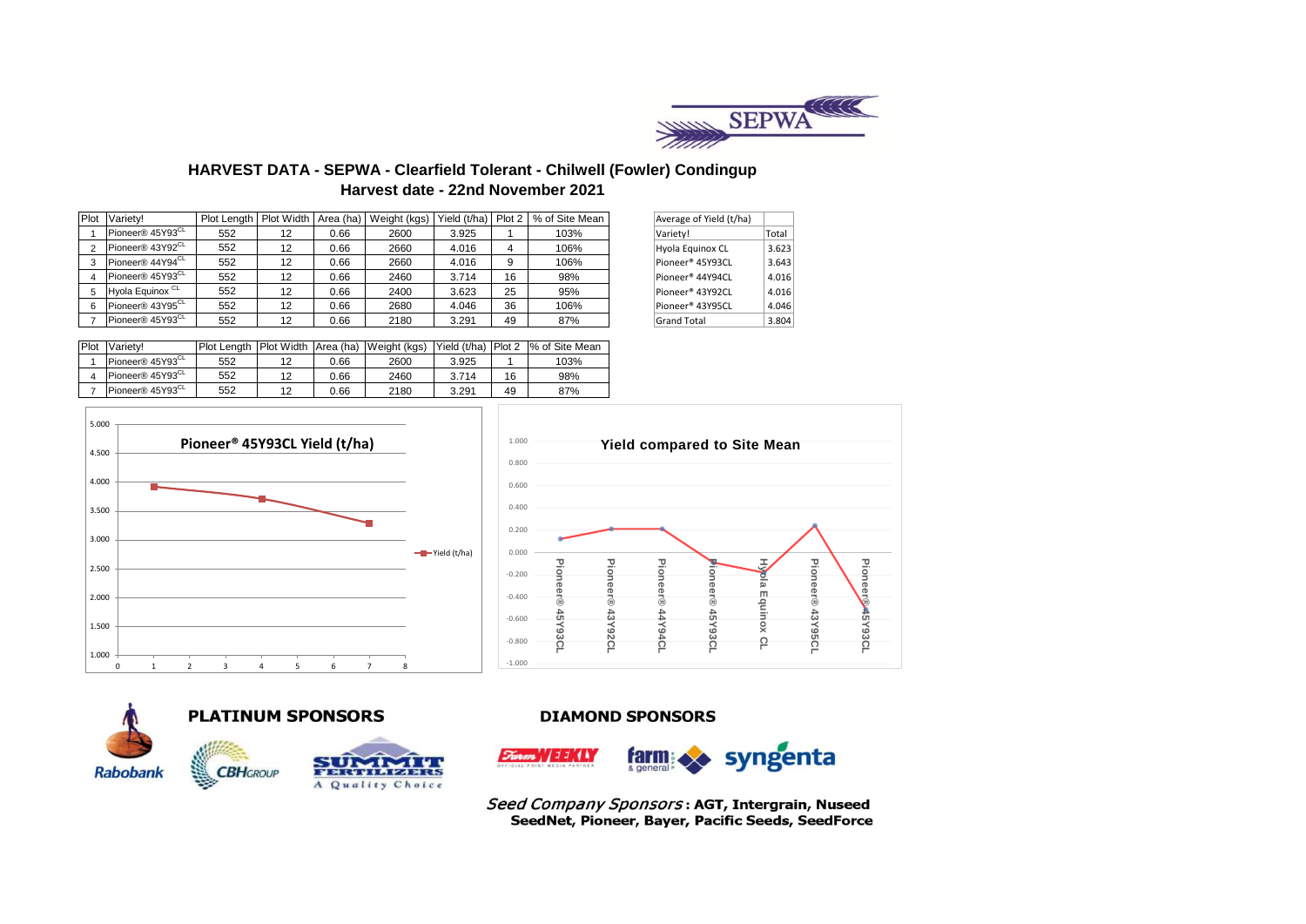SEPWA

## HARVEST DATA - SEPWA - Clearfield Tolerant - Chilwell (Fowler) Condingup

### Harvest date - 22nd November 2021

| Plot | Variety! | Plot Length | Plot Width | Area (ha) | Weight (kgs) | Yield (t/ha) | Plot 2 | % of Site Mean |
|---|---|---|---|---|---|---|---|---|
| 1 | Pioneer® 45Y93[CL] | 552 | 12 | 0.66 | 2600 | 3.925 | 1 | 103% |
| 2 | Pioneer® 43Y92[CL] | 552 | 12 | 0.66 | 2660 | 4.016 | 4 | 106% |
| 3 | Pioneer® 44Y94[CL] | 552 | 12 | 0.66 | 2660 | 4.016 | 9 | 106% |
| 4 | Pioneer® 45Y93[CL] | 552 | 12 | 0.66 | 2460 | 3.714 | 16 | 98% |
| 5 | Hyola Equinox [CL] | 552 | 12 | 0.66 | 2400 | 3.623 | 25 | 95% |
| 6 | Pioneer® 43Y95[CL] | 552 | 12 | 0.66 | 2680 | 4.046 | 36 | 106% |
| 7 | Pioneer® 45Y93[CL] | 552 | 12 | 0.66 | 2180 | 3.291 | 49 | 87% |

| Average of Yield (t/ha) | |
|---|---|
| Variety! | Total |
| Hyola Equinox CL | 3.623 |
| Pioneer® 45Y93CL | 3.643 |
| Pioneer® 44Y94CL | 4.016 |
| Pioneer® 43Y92CL | 4.016 |
| Pioneer® 43Y95CL | 4.046 |
| Grand Total | 3.804 |

| Plot | Variety! | Plot Length | Plot Width | Area (ha) | Weight (kgs) | Yield (t/ha) | Plot 2 | % of Site Mean |
|---|---|---|---|---|---|---|---|---|
| 1 | Pioneer® 45Y93[CL] | 552 | 12 | 0.66 | 2600 | 3.925 | 1 | 103% |
| 4 | Pioneer® 45Y93[CL] | 552 | 12 | 0.66 | 2460 | 3.714 | 16 | 98% |
| 7 | Pioneer® 45Y93[CL] | 552 | 12 | 0.66 | 2180 | 3.291 | 49 | 87% |

**Pioneer® 45Y93CL Yield (t/ha)**

**Yield compared to Site Mean**

**PLATINUM SPONSORS**

Rabobank, CBH Group, Summit Fertilizers – A Quality Choice

**DIAMOND SPONSORS**

Farm Weekly, farm & general, syngenta

*Seed Company Sponsors*: **AGT, Intergrain, Nuseed SeedNet, Pioneer, Bayer, Pacific Seeds, SeedForce**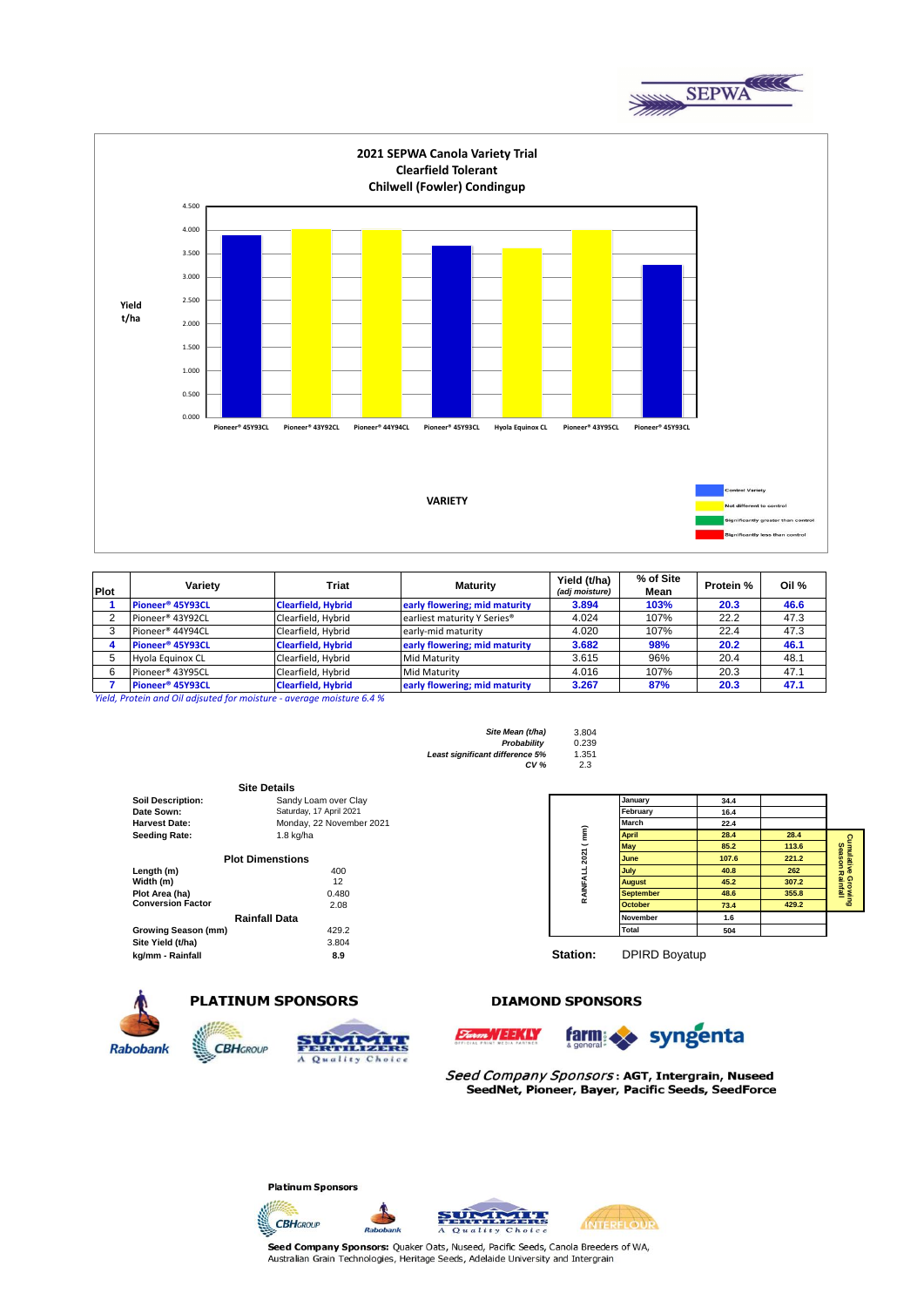## 2021 SEPWA Canola Variety Trial
### Clearfield Tolerant
### Chilwell (Fowler) Condingup

Yield t/ha

| Variety | Yield (t/ha) |
|---|---|
| Pioneer® 45Y93CL | 3.894 |
| Pioneer® 43Y92CL | 4.024 |
| Pioneer® 44Y94CL | 4.020 |
| Pioneer® 45Y93CL | 3.682 |
| Hyola Equinox CL | 3.615 |
| Pioneer® 43Y95CL | 4.016 |
| Pioneer® 45Y93CL | 3.267 |

VARIETY

Legend: Control Variety; Not different to control; Significantly greater than control; Significantly less than control

| Plot | Variety | Triat | Maturity | Yield (t/ha) *(adj moisture)* | % of Site Mean | Protein % | Oil % |
|---|---|---|---|---|---|---|---|
| **1** | **Pioneer® 45Y93CL** | **Clearfield, Hybrid** | **early flowering; mid maturity** | **3.894** | **103%** | **20.3** | **46.6** |
| 2 | Pioneer® 43Y92CL | Clearfield, Hybrid | earliest maturity Y Series® | 4.024 | 107% | 22.2 | 47.3 |
| 3 | Pioneer® 44Y94CL | Clearfield, Hybrid | early-mid maturity | 4.020 | 107% | 22.4 | 47.3 |
| **4** | **Pioneer® 45Y93CL** | **Clearfield, Hybrid** | **early flowering; mid maturity** | **3.682** | **98%** | **20.2** | **46.1** |
| 5 | Hyola Equinox CL | Clearfield, Hybrid | Mid Maturity | 3.615 | 96% | 20.4 | 48.1 |
| 6 | Pioneer® 43Y95CL | Clearfield, Hybrid | Mid Maturity | 4.016 | 107% | 20.3 | 47.1 |
| **7** | **Pioneer® 45Y93CL** | **Clearfield, Hybrid** | **early flowering; mid maturity** | **3.267** | **87%** | **20.3** | **47.1** |

*Yield, Protein and Oil adjusted for moisture - average moisture 6.4 %*

| | |
|---|---|
| *Site Mean (t/ha)* | 3.804 |
| *Probability* | 0.239 |
| *Least significant difference 5%* | 1.351 |
| *CV %* | 2.3 |

### Site Details

| | |
|---|---|
| **Soil Description:** | Sandy Loam over Clay |
| **Date Sown:** | Saturday, 17 April 2021 |
| **Harvest Date:** | Monday, 22 November 2021 |
| **Seeding Rate:** | 1.8 kg/ha |

### Plot Dimensions

| | |
|---|---|
| **Length (m)** | 400 |
| **Width (m)** | 12 |
| **Plot Area (ha)** | 0.480 |
| **Conversion Factor** | 2.08 |

### Rainfall Data

| | |
|---|---|
| **Growing Season (mm)** | 429.2 |
| **Site Yield (t/ha)** | 3.804 |
| **kg/mm - Rainfall** | 8.9 |

**RAINFALL 2021 ( mm)**

| Month | Rainfall | Cumulative Growing Season Rainfall |
|---|---|---|
| January | 34.4 | |
| February | 16.4 | |
| March | 22.4 | |
| April | 28.4 | 28.4 |
| May | 85.2 | 113.6 |
| June | 107.6 | 221.2 |
| July | 40.8 | 262 |
| August | 45.2 | 307.2 |
| September | 48.6 | 355.8 |
| October | 73.4 | 429.2 |
| November | 1.6 | |
| Total | 504 | |

**Station:** DPIRD Boyatup

**PLATINUM SPONSORS**

Rabobank, CBH Group, Summit Fertilizers – A Quality Choice

**DIAMOND SPONSORS**

Farm Weekly, farm & general, syngenta

*Seed Company Sponsors*: **AGT, Intergrain, Nuseed SeedNet, Pioneer, Bayer, Pacific Seeds, SeedForce**

**Platinum Sponsors**

CBH Group, Rabobank, Summit Fertilizers – A Quality Choice, Interflour

**Seed Company Sponsors:** Quaker Oats, Nuseed, Pacific Seeds, Canola Breeders of WA, Australian Grain Technologies, Heritage Seeds, Adelaide University and Intergrain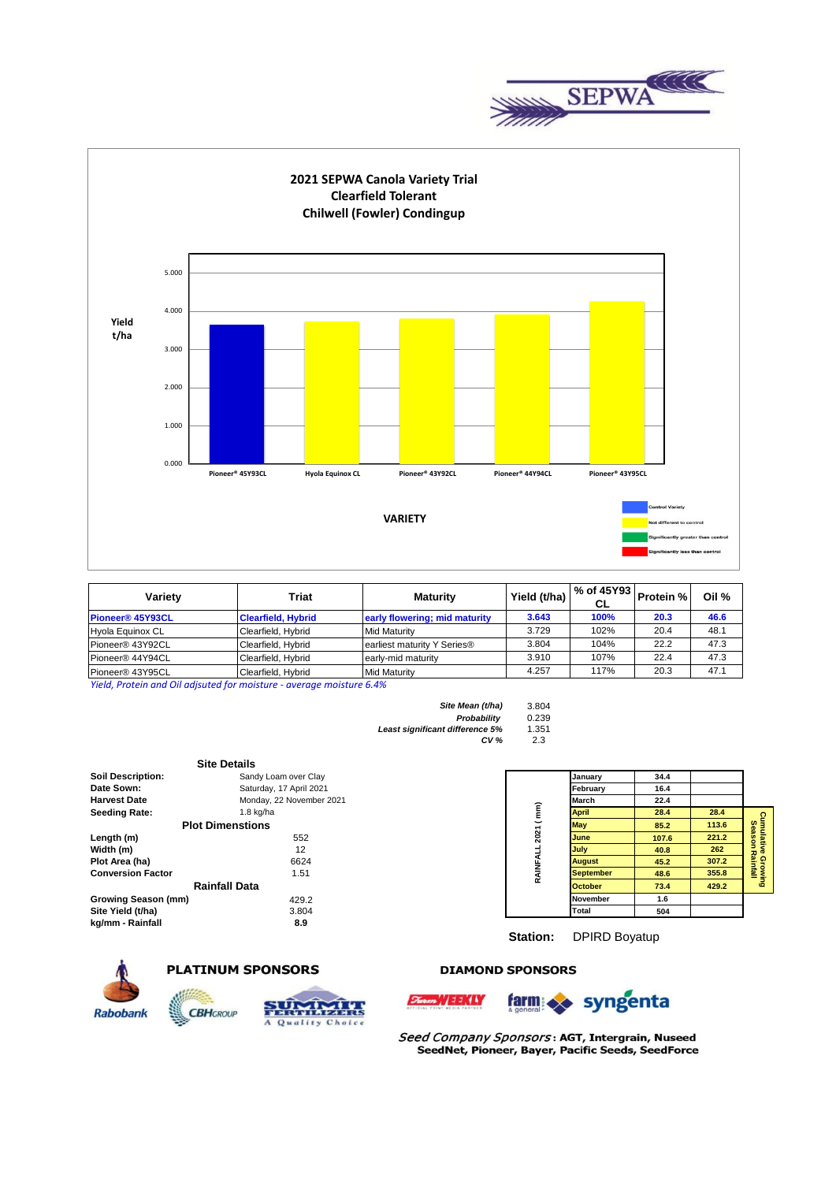SEPWA

## 2021 SEPWA Canola Variety Trial
## Clearfield Tolerant
## Chilwell (Fowler) Condingup

Yield t/ha

5.000
4.000
3.000
2.000
1.000
0.000

Pioneer® 45Y93CL
Hyola Equinox CL
Pioneer® 43Y92CL
Pioneer® 44Y94CL
Pioneer® 43Y95CL

VARIETY

Control Variety
Not different to control
Significantly greater than control
Significantly less than control

| Variety | Triat | Maturity | Yield (t/ha) | % of 45Y93 CL | Protein % | Oil % |
|---|---|---|---|---|---|---|
| **Pioneer® 45Y93CL** | **Clearfield, Hybrid** | **early flowering; mid maturity** | **3.643** | **100%** | **20.3** | **46.6** |
| Hyola Equinox CL | Clearfield, Hybrid | Mid Maturity | 3.729 | 102% | 20.4 | 48.1 |
| Pioneer® 43Y92CL | Clearfield, Hybrid | earliest maturity Y Series® | 3.804 | 104% | 22.2 | 47.3 |
| Pioneer® 44Y94CL | Clearfield, Hybrid | early-mid maturity | 3.910 | 107% | 22.4 | 47.3 |
| Pioneer® 43Y95CL | Clearfield, Hybrid | Mid Maturity | 4.257 | 117% | 20.3 | 47.1 |

*Yield, Protein and Oil adjsuted for moisture - average moisture 6.4%*

| | |
|---|---|
| *Site Mean (t/ha)* | 3.804 |
| *Probability* | 0.239 |
| *Least significant difference 5%* | 1.351 |
| *CV %* | 2.3 |

**Site Details**

| | |
|---|---|
| **Soil Description:** | Sandy Loam over Clay |
| **Date Sown:** | Saturday, 17 April 2021 |
| **Harvest Date** | Monday, 22 November 2021 |
| **Seeding Rate:** | 1.8 kg/ha |

**Plot Dimenstions**

| | |
|---|---|
| **Length (m)** | 552 |
| **Width (m)** | 12 |
| **Plot Area (ha)** | 6624 |
| **Conversion Factor** | 1.51 |

**Rainfall Data**

| | |
|---|---|
| **Growing Season (mm)** | 429.2 |
| **Site Yield (t/ha)** | 3.804 |
| **kg/mm - Rainfall** | **8.9** |

RAINFALL 2021 (mm)

| Month | Rainfall | Cumulative Growing Season Rainfall |
|---|---|---|
| January | 34.4 | |
| February | 16.4 | |
| March | 22.4 | |
| April | 28.4 | 28.4 |
| May | 85.2 | 113.6 |
| June | 107.6 | 221.2 |
| July | 40.8 | 262 |
| August | 45.2 | 307.2 |
| September | 48.6 | 355.8 |
| October | 73.4 | 429.2 |
| November | 1.6 | |
| Total | 504 | |

**Station:** DPIRD Boyatup

**PLATINUM SPONSORS**

Rabobank, CBH Group, Summit Fertilizers – A Quality Choice

**DIAMOND SPONSORS**

Farm Weekly, farm & general, syngenta

*Seed Company Sponsors*: **AGT, Intergrain, Nuseed SeedNet, Pioneer, Bayer, Pacific Seeds, SeedForce**